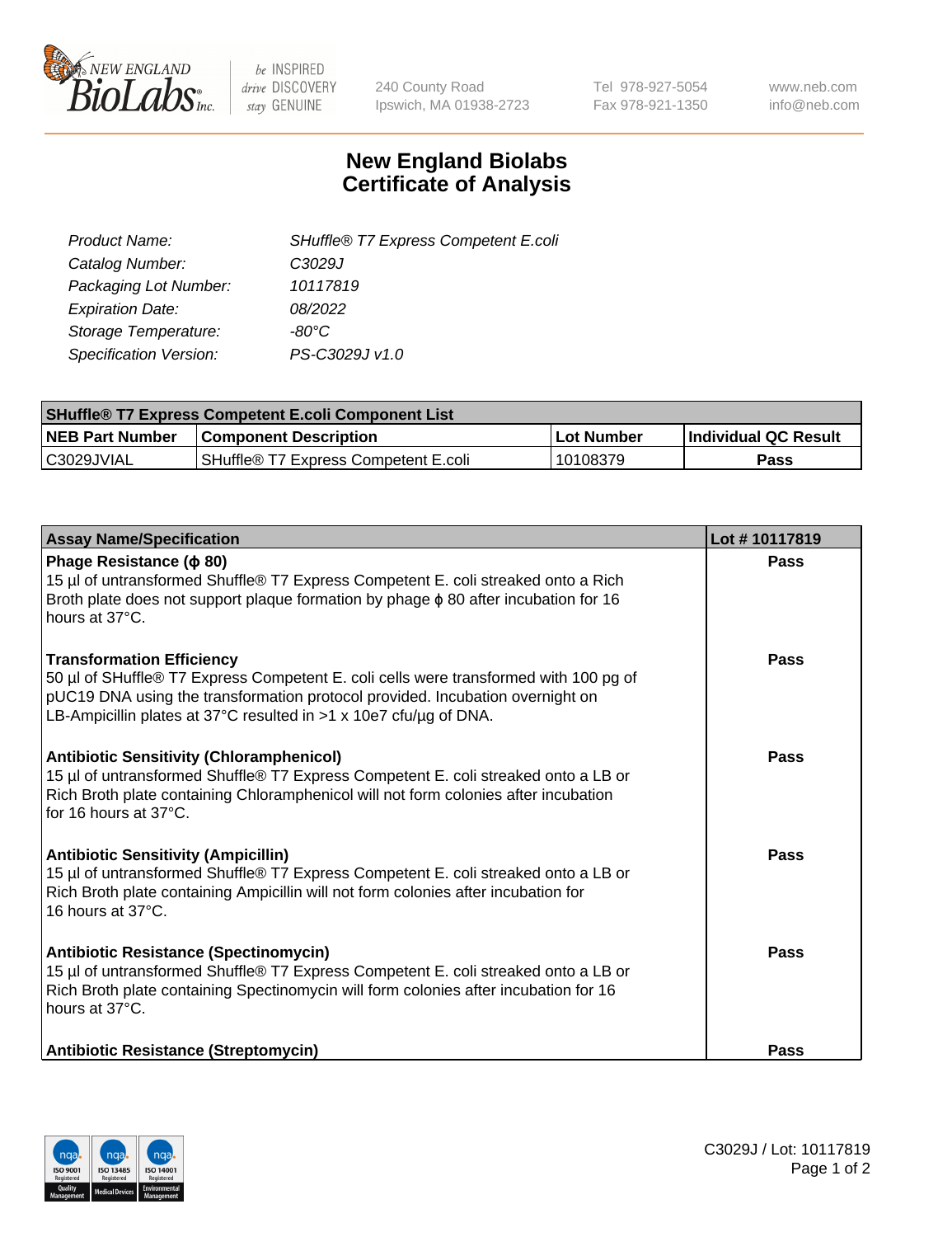240 County Road
Ipswich, MA 01938-2723

Tel 978-927-5054
Fax 978-921-1350

www.neb.com
info@neb.com

# New England Biolabs Certificate of Analysis

| | |
|---|---|
| *Product Name:* | *SHuffle® T7 Express Competent E.coli* |
| *Catalog Number:* | *C3029J* |
| *Packaging Lot Number:* | *10117819* |
| *Expiration Date:* | *08/2022* |
| *Storage Temperature:* | *-80°C* |
| *Specification Version:* | *PS-C3029J v1.0* |

| SHuffle® T7 Express Competent E.coli Component List | | | |
|---|---|---|---|
| **NEB Part Number** | **Component Description** | **Lot Number** | **Individual QC Result** |
| C3029JVIAL | SHuffle® T7 Express Competent E.coli | 10108379 | **Pass** |

| Assay Name/Specification | Lot # 10117819 |
|---|---|
| **Phage Resistance (ϕ 80)**<br>15 µl of untransformed Shuffle® T7 Express Competent E. coli streaked onto a Rich Broth plate does not support plaque formation by phage ϕ 80 after incubation for 16 hours at 37°C. | **Pass** |
| **Transformation Efficiency**<br>50 µl of SHuffle® T7 Express Competent E. coli cells were transformed with 100 pg of pUC19 DNA using the transformation protocol provided. Incubation overnight on LB-Ampicillin plates at 37°C resulted in >1 x 10e7 cfu/µg of DNA. | **Pass** |
| **Antibiotic Sensitivity (Chloramphenicol)**<br>15 µl of untransformed Shuffle® T7 Express Competent E. coli streaked onto a LB or Rich Broth plate containing Chloramphenicol will not form colonies after incubation for 16 hours at 37°C. | **Pass** |
| **Antibiotic Sensitivity (Ampicillin)**<br>15 µl of untransformed Shuffle® T7 Express Competent E. coli streaked onto a LB or Rich Broth plate containing Ampicillin will not form colonies after incubation for 16 hours at 37°C. | **Pass** |
| **Antibiotic Resistance (Spectinomycin)**<br>15 µl of untransformed Shuffle® T7 Express Competent E. coli streaked onto a LB or Rich Broth plate containing Spectinomycin will form colonies after incubation for 16 hours at 37°C. | **Pass** |
| **Antibiotic Resistance (Streptomycin)** | **Pass** |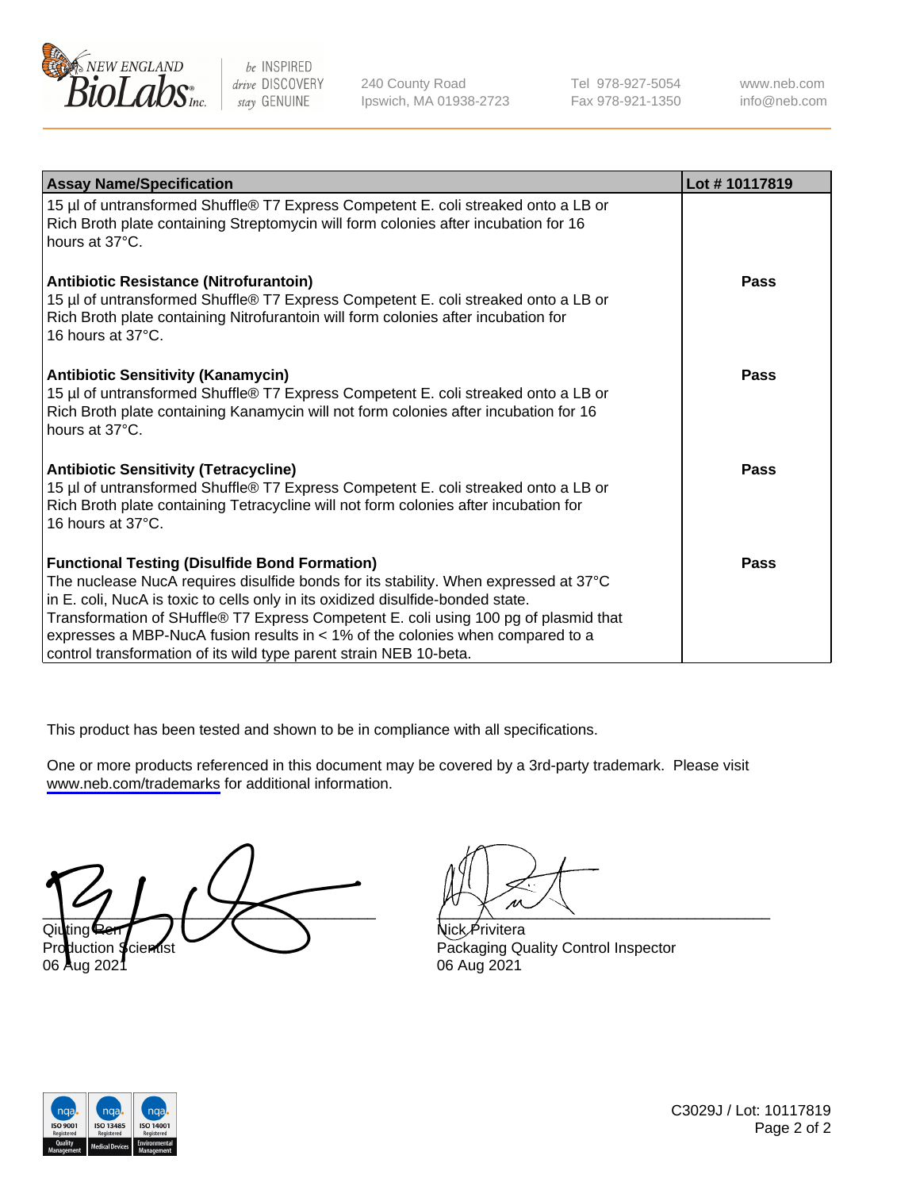| Assay Name/Specification | Lot # 10117819 |
| --- | --- |
| 15 µl of untransformed Shuffle® T7 Express Competent E. coli streaked onto a LB or Rich Broth plate containing Streptomycin will form colonies after incubation for 16 hours at 37°C. | |
| **Antibiotic Resistance (Nitrofurantoin)**<br>15 µl of untransformed Shuffle® T7 Express Competent E. coli streaked onto a LB or Rich Broth plate containing Nitrofurantoin will form colonies after incubation for 16 hours at 37°C. | **Pass** |
| **Antibiotic Sensitivity (Kanamycin)**<br>15 µl of untransformed Shuffle® T7 Express Competent E. coli streaked onto a LB or Rich Broth plate containing Kanamycin will not form colonies after incubation for 16 hours at 37°C. | **Pass** |
| **Antibiotic Sensitivity (Tetracycline)**<br>15 µl of untransformed Shuffle® T7 Express Competent E. coli streaked onto a LB or Rich Broth plate containing Tetracycline will not form colonies after incubation for 16 hours at 37°C. | **Pass** |
| **Functional Testing (Disulfide Bond Formation)**<br>The nuclease NucA requires disulfide bonds for its stability. When expressed at 37°C in E. coli, NucA is toxic to cells only in its oxidized disulfide-bonded state. Transformation of SHuffle® T7 Express Competent E. coli using 100 pg of plasmid that expresses a MBP-NucA fusion results in < 1% of the colonies when compared to a control transformation of its wild type parent strain NEB 10-beta. | **Pass** |

This product has been tested and shown to be in compliance with all specifications.

One or more products referenced in this document may be covered by a 3rd-party trademark. Please visit www.neb.com/trademarks for additional information.

Qiuting Ren
Production Scientist
06 Aug 2021

Nick Privitera
Packaging Quality Control Inspector
06 Aug 2021

C3029J / Lot: 10117819